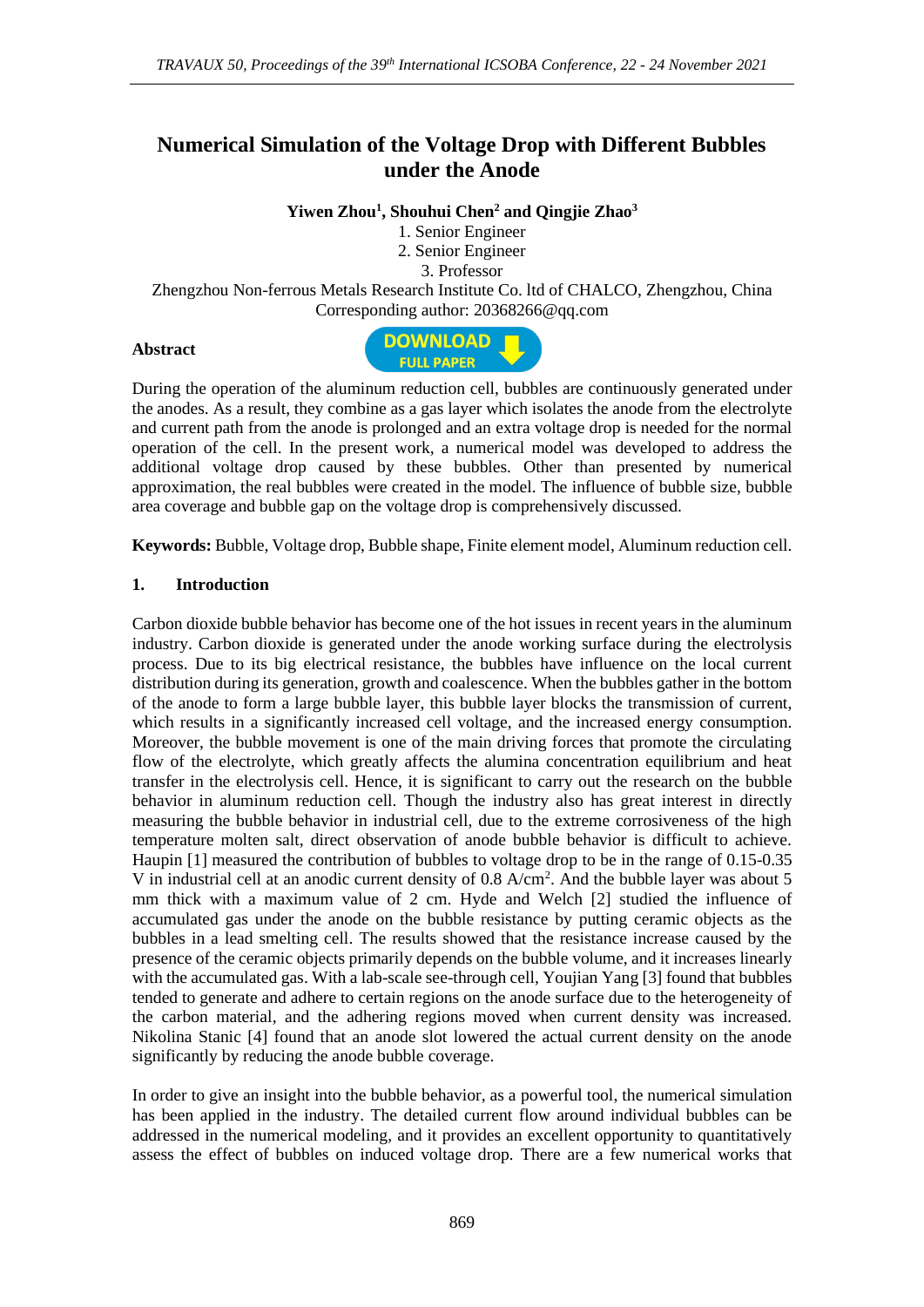# Numerical Simulation of the Voltage Drop with Different Bubbles under the Anode

**Yiwen Zhou[1], Shouhui Chen[2] and Qingjie Zhao[3]**

1. Senior Engineer
2. Senior Engineer
3. Professor

Zhengzhou Non-ferrous Metals Research Institute Co. ltd of CHALCO, Zhengzhou, China
Corresponding author: 20368266@qq.com

**Abstract**

During the operation of the aluminum reduction cell, bubbles are continuously generated under the anodes. As a result, they combine as a gas layer which isolates the anode from the electrolyte and current path from the anode is prolonged and an extra voltage drop is needed for the normal operation of the cell. In the present work, a numerical model was developed to address the additional voltage drop caused by these bubbles. Other than presented by numerical approximation, the real bubbles were created in the model. The influence of bubble size, bubble area coverage and bubble gap on the voltage drop is comprehensively discussed.

**Keywords:** Bubble, Voltage drop, Bubble shape, Finite element model, Aluminum reduction cell.

## 1. Introduction

Carbon dioxide bubble behavior has become one of the hot issues in recent years in the aluminum industry. Carbon dioxide is generated under the anode working surface during the electrolysis process. Due to its big electrical resistance, the bubbles have influence on the local current distribution during its generation, growth and coalescence. When the bubbles gather in the bottom of the anode to form a large bubble layer, this bubble layer blocks the transmission of current, which results in a significantly increased cell voltage, and the increased energy consumption. Moreover, the bubble movement is one of the main driving forces that promote the circulating flow of the electrolyte, which greatly affects the alumina concentration equilibrium and heat transfer in the electrolysis cell. Hence, it is significant to carry out the research on the bubble behavior in aluminum reduction cell. Though the industry also has great interest in directly measuring the bubble behavior in industrial cell, due to the extreme corrosiveness of the high temperature molten salt, direct observation of anode bubble behavior is difficult to achieve. Haupin [1] measured the contribution of bubbles to voltage drop to be in the range of 0.15-0.35 V in industrial cell at an anodic current density of 0.8 A/cm$^2$. And the bubble layer was about 5 mm thick with a maximum value of 2 cm. Hyde and Welch [2] studied the influence of accumulated gas under the anode on the bubble resistance by putting ceramic objects as the bubbles in a lead smelting cell. The results showed that the resistance increase caused by the presence of the ceramic objects primarily depends on the bubble volume, and it increases linearly with the accumulated gas. With a lab-scale see-through cell, Youjian Yang [3] found that bubbles tended to generate and adhere to certain regions on the anode surface due to the heterogeneity of the carbon material, and the adhering regions moved when current density was increased. Nikolina Stanic [4] found that an anode slot lowered the actual current density on the anode significantly by reducing the anode bubble coverage.

In order to give an insight into the bubble behavior, as a powerful tool, the numerical simulation has been applied in the industry. The detailed current flow around individual bubbles can be addressed in the numerical modeling, and it provides an excellent opportunity to quantitatively assess the effect of bubbles on induced voltage drop. There are a few numerical works that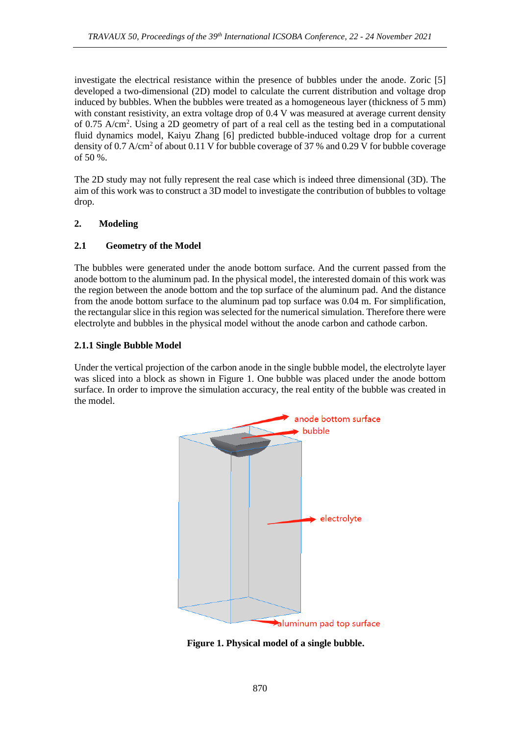investigate the electrical resistance within the presence of bubbles under the anode. Zoric [5] developed a two-dimensional (2D) model to calculate the current distribution and voltage drop induced by bubbles. When the bubbles were treated as a homogeneous layer (thickness of 5 mm) with constant resistivity, an extra voltage drop of 0.4 V was measured at average current density of 0.75 $A/cm^2$. Using a 2D geometry of part of a real cell as the testing bed in a computational fluid dynamics model, Kaiyu Zhang [6] predicted bubble-induced voltage drop for a current density of 0.7 $A/cm^2$ of about 0.11 V for bubble coverage of 37 % and 0.29 V for bubble coverage of 50 %.

The 2D study may not fully represent the real case which is indeed three dimensional (3D). The aim of this work was to construct a 3D model to investigate the contribution of bubbles to voltage drop.

## 2. Modeling

### 2.1 Geometry of the Model

The bubbles were generated under the anode bottom surface. And the current passed from the anode bottom to the aluminum pad. In the physical model, the interested domain of this work was the region between the anode bottom and the top surface of the aluminum pad. And the distance from the anode bottom surface to the aluminum pad top surface was 0.04 m. For simplification, the rectangular slice in this region was selected for the numerical simulation. Therefore there were electrolyte and bubbles in the physical model without the anode carbon and cathode carbon.

#### 2.1.1 Single Bubble Model

Under the vertical projection of the carbon anode in the single bubble model, the electrolyte layer was sliced into a block as shown in Figure 1. One bubble was placed under the anode bottom surface. In order to improve the simulation accuracy, the real entity of the bubble was created in the model.

anode bottom surface

bubble

electrolyte

aluminum pad top surface

**Figure 1. Physical model of a single bubble.**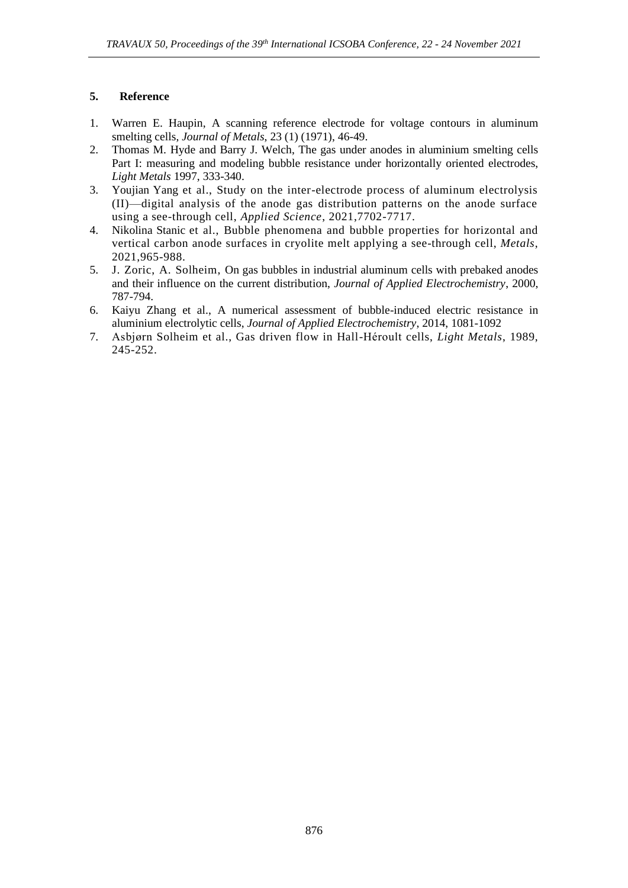## 5. Reference

1. Warren E. Haupin, A scanning reference electrode for voltage contours in aluminum smelting cells, *Journal of Metals*, 23 (1) (1971), 46-49.
2. Thomas M. Hyde and Barry J. Welch, The gas under anodes in aluminium smelting cells Part I: measuring and modeling bubble resistance under horizontally oriented electrodes, *Light Metals* 1997, 333-340.
3. Youjian Yang et al., Study on the inter-electrode process of aluminum electrolysis (II)—digital analysis of the anode gas distribution patterns on the anode surface using a see-through cell, *Applied Science*, 2021,7702-7717.
4. Nikolina Stanic et al., Bubble phenomena and bubble properties for horizontal and vertical carbon anode surfaces in cryolite melt applying a see-through cell, *Metals*, 2021,965-988.
5. J. Zoric, A. Solheim, On gas bubbles in industrial aluminum cells with prebaked anodes and their influence on the current distribution, *Journal of Applied Electrochemistry*, 2000, 787-794.
6. Kaiyu Zhang et al., A numerical assessment of bubble-induced electric resistance in aluminium electrolytic cells, *Journal of Applied Electrochemistry*, 2014, 1081-1092
7. Asbjørn Solheim et al., Gas driven flow in Hall-Héroult cells, *Light Metals*, 1989, 245-252.